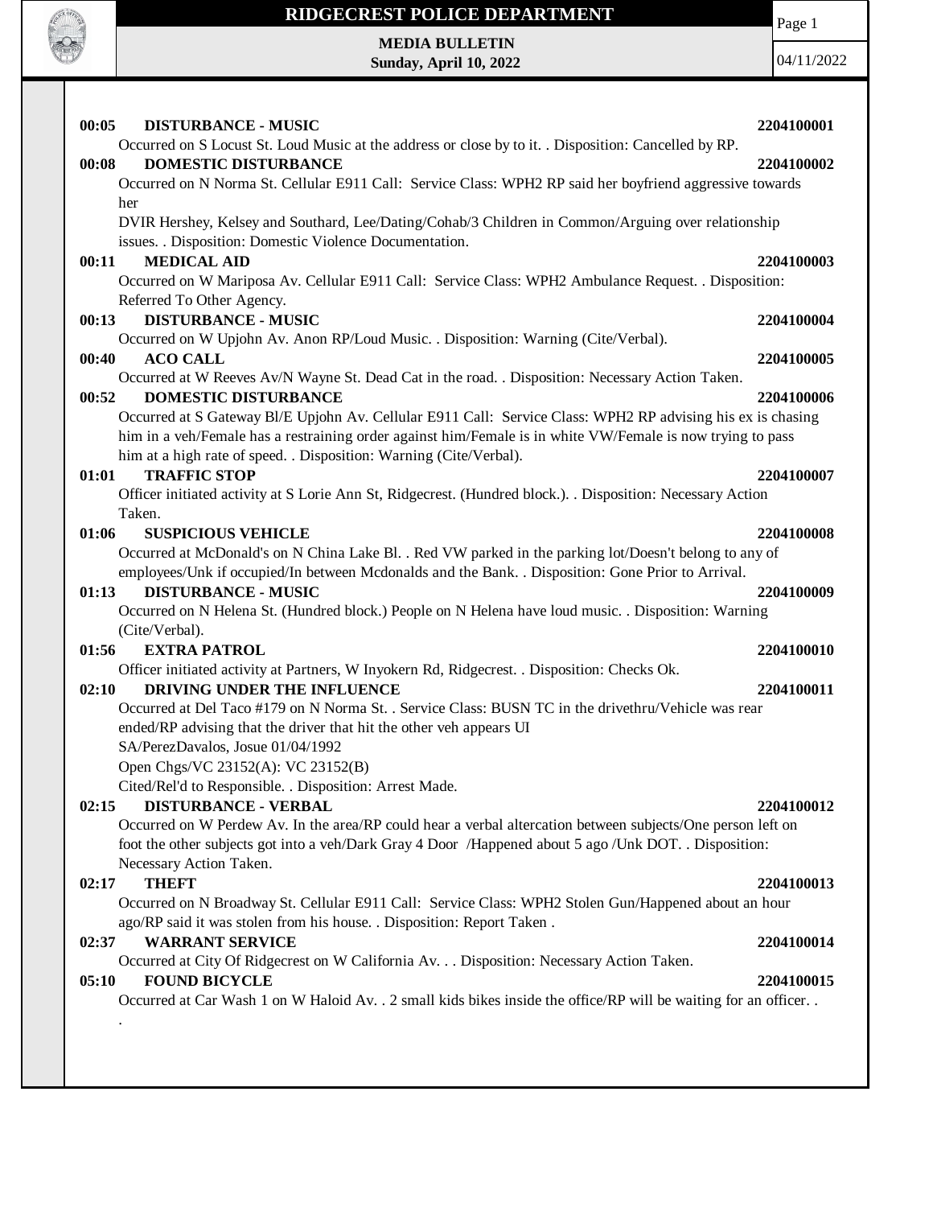# RIDGECREST POLICE DEPARTMENT

**MEDIA BULLETIN**
**Sunday, April 10, 2022**

04/11/2022

**00:05 DISTURBANCE - MUSIC** **2204100001**
Occurred on S Locust St. Loud Music at the address or close by to it. . Disposition: Cancelled by RP.

**00:08 DOMESTIC DISTURBANCE** **2204100002**
Occurred on N Norma St. Cellular E911 Call: Service Class: WPH2 RP said her boyfriend aggressive towards her
DVIR Hershey, Kelsey and Southard, Lee/Dating/Cohab/3 Children in Common/Arguing over relationship issues. . Disposition: Domestic Violence Documentation.

**00:11 MEDICAL AID** **2204100003**
Occurred on W Mariposa Av. Cellular E911 Call: Service Class: WPH2 Ambulance Request. . Disposition: Referred To Other Agency.

**00:13 DISTURBANCE - MUSIC** **2204100004**
Occurred on W Upjohn Av. Anon RP/Loud Music. . Disposition: Warning (Cite/Verbal).

**00:40 ACO CALL** **2204100005**
Occurred at W Reeves Av/N Wayne St. Dead Cat in the road. . Disposition: Necessary Action Taken.

**00:52 DOMESTIC DISTURBANCE** **2204100006**
Occurred at S Gateway Bl/E Upjohn Av. Cellular E911 Call: Service Class: WPH2 RP advising his ex is chasing him in a veh/Female has a restraining order against him/Female is in white VW/Female is now trying to pass him at a high rate of speed. . Disposition: Warning (Cite/Verbal).

**01:01 TRAFFIC STOP** **2204100007**
Officer initiated activity at S Lorie Ann St, Ridgecrest. (Hundred block.). . Disposition: Necessary Action Taken.

**01:06 SUSPICIOUS VEHICLE** **2204100008**
Occurred at McDonald's on N China Lake Bl. . Red VW parked in the parking lot/Doesn't belong to any of employees/Unk if occupied/In between Mcdonalds and the Bank. . Disposition: Gone Prior to Arrival.

**01:13 DISTURBANCE - MUSIC** **2204100009**
Occurred on N Helena St. (Hundred block.) People on N Helena have loud music. . Disposition: Warning (Cite/Verbal).

**01:56 EXTRA PATROL** **2204100010**
Officer initiated activity at Partners, W Inyokern Rd, Ridgecrest. . Disposition: Checks Ok.

**02:10 DRIVING UNDER THE INFLUENCE** **2204100011**
Occurred at Del Taco #179 on N Norma St. . Service Class: BUSN TC in the drivethru/Vehicle was rear ended/RP advising that the driver that hit the other veh appears UI
SA/PerezDavalos, Josue 01/04/1992
Open Chgs/VC 23152(A): VC 23152(B)
Cited/Rel'd to Responsible. . Disposition: Arrest Made.

**02:15 DISTURBANCE - VERBAL** **2204100012**
Occurred on W Perdew Av. In the area/RP could hear a verbal altercation between subjects/One person left on foot the other subjects got into a veh/Dark Gray 4 Door /Happened about 5 ago /Unk DOT. . Disposition: Necessary Action Taken.

**02:17 THEFT** **2204100013**
Occurred on N Broadway St. Cellular E911 Call: Service Class: WPH2 Stolen Gun/Happened about an hour ago/RP said it was stolen from his house. . Disposition: Report Taken .

**02:37 WARRANT SERVICE** **2204100014**
Occurred at City Of Ridgecrest on W California Av. . . Disposition: Necessary Action Taken.

**05:10 FOUND BICYCLE** **2204100015**
Occurred at Car Wash 1 on W Haloid Av. . 2 small kids bikes inside the office/RP will be waiting for an officer. . .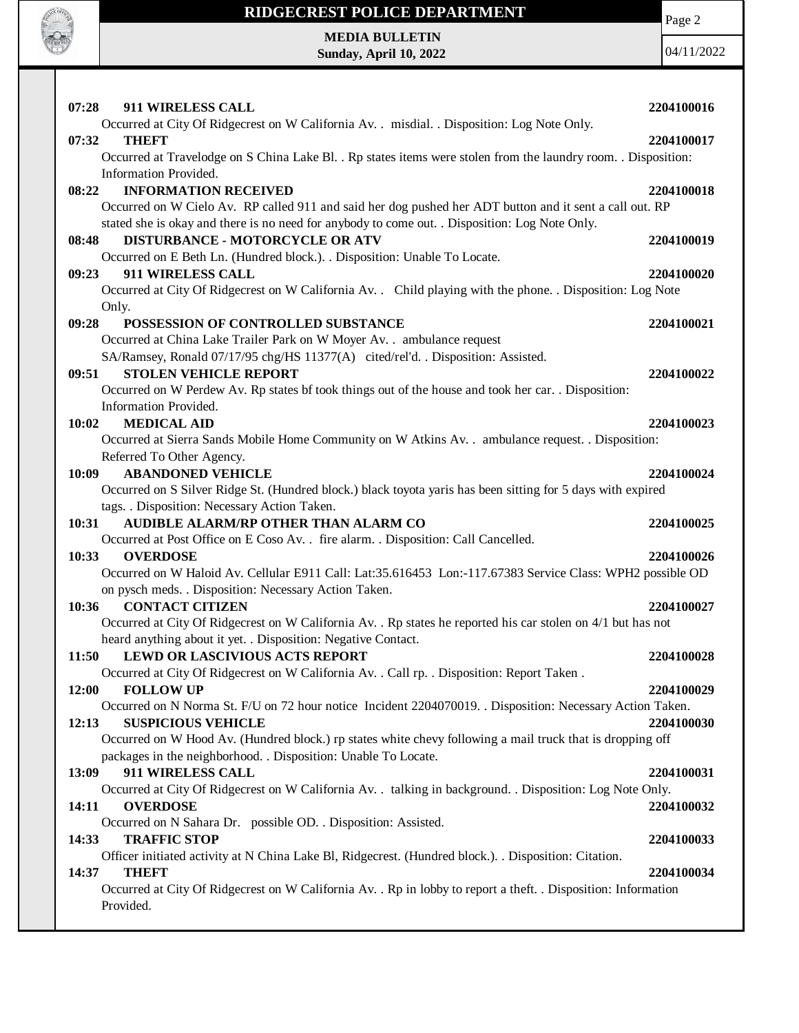**07:28 911 WIRELESS CALL** **2204100016**

Occurred at City Of Ridgecrest on W California Av. . misdial. . Disposition: Log Note Only.

**07:32 THEFT** **2204100017**

Occurred at Travelodge on S China Lake Bl. . Rp states items were stolen from the laundry room. . Disposition: Information Provided.

**08:22 INFORMATION RECEIVED** **2204100018**

Occurred on W Cielo Av. RP called 911 and said her dog pushed her ADT button and it sent a call out. RP stated she is okay and there is no need for anybody to come out. . Disposition: Log Note Only.

**08:48 DISTURBANCE - MOTORCYCLE OR ATV** **2204100019**

Occurred on E Beth Ln. (Hundred block.). . Disposition: Unable To Locate.

**09:23 911 WIRELESS CALL** **2204100020**

Occurred at City Of Ridgecrest on W California Av. . Child playing with the phone. . Disposition: Log Note Only.

**09:28 POSSESSION OF CONTROLLED SUBSTANCE** **2204100021**

Occurred at China Lake Trailer Park on W Moyer Av. . ambulance request
SA/Ramsey, Ronald 07/17/95 chg/HS 11377(A) cited/rel'd. . Disposition: Assisted.

**09:51 STOLEN VEHICLE REPORT** **2204100022**

Occurred on W Perdew Av. Rp states bf took things out of the house and took her car. . Disposition: Information Provided.

**10:02 MEDICAL AID** **2204100023**

Occurred at Sierra Sands Mobile Home Community on W Atkins Av. . ambulance request. . Disposition: Referred To Other Agency.

**10:09 ABANDONED VEHICLE** **2204100024**

Occurred on S Silver Ridge St. (Hundred block.) black toyota yaris has been sitting for 5 days with expired tags. . Disposition: Necessary Action Taken.

**10:31 AUDIBLE ALARM/RP OTHER THAN ALARM CO** **2204100025**

Occurred at Post Office on E Coso Av. . fire alarm. . Disposition: Call Cancelled.

**10:33 OVERDOSE** **2204100026**

Occurred on W Haloid Av. Cellular E911 Call: Lat:35.616453 Lon:-117.67383 Service Class: WPH2 possible OD on pysch meds. . Disposition: Necessary Action Taken.

**10:36 CONTACT CITIZEN** **2204100027**

Occurred at City Of Ridgecrest on W California Av. . Rp states he reported his car stolen on 4/1 but has not heard anything about it yet. . Disposition: Negative Contact.

**11:50 LEWD OR LASCIVIOUS ACTS REPORT** **2204100028**

Occurred at City Of Ridgecrest on W California Av. . Call rp. . Disposition: Report Taken .

**12:00 FOLLOW UP** **2204100029**

Occurred on N Norma St. F/U on 72 hour notice Incident 2204070019. . Disposition: Necessary Action Taken.

**12:13 SUSPICIOUS VEHICLE** **2204100030**

Occurred on W Hood Av. (Hundred block.) rp states white chevy following a mail truck that is dropping off packages in the neighborhood. . Disposition: Unable To Locate.

**13:09 911 WIRELESS CALL** **2204100031**

Occurred at City Of Ridgecrest on W California Av. . talking in background. . Disposition: Log Note Only.

**14:11 OVERDOSE** **2204100032**

Occurred on N Sahara Dr. possible OD. . Disposition: Assisted.

**14:33 TRAFFIC STOP** **2204100033**

Officer initiated activity at N China Lake Bl, Ridgecrest. (Hundred block.). . Disposition: Citation.

**14:37 THEFT** **2204100034**

Occurred at City Of Ridgecrest on W California Av. . Rp in lobby to report a theft. . Disposition: Information Provided.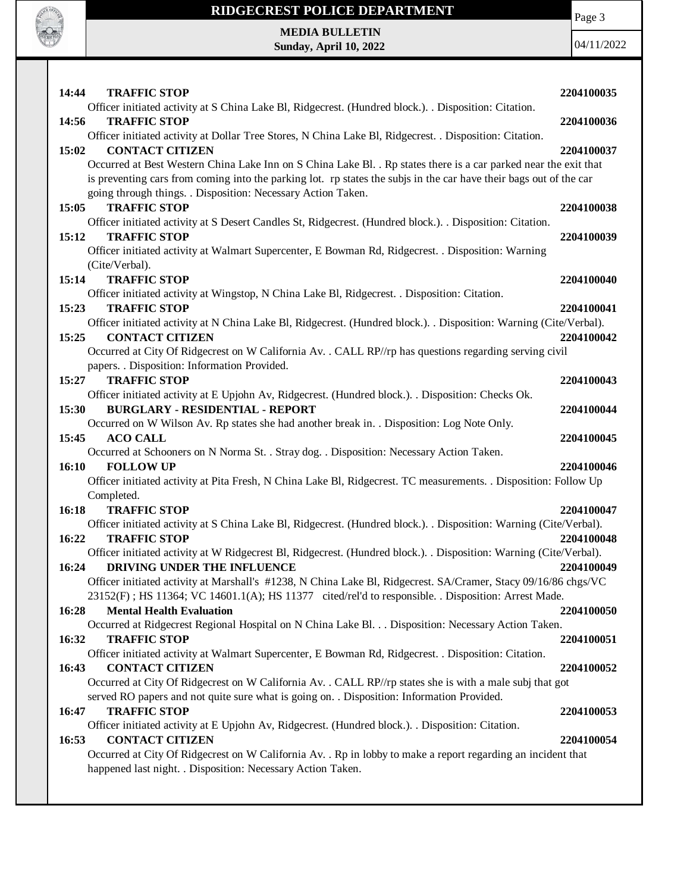**14:44 TRAFFIC STOP** **2204100035**

Officer initiated activity at S China Lake Bl, Ridgecrest. (Hundred block.). . Disposition: Citation.

**14:56 TRAFFIC STOP** **2204100036**

Officer initiated activity at Dollar Tree Stores, N China Lake Bl, Ridgecrest. . Disposition: Citation.

**15:02 CONTACT CITIZEN** **2204100037**

Occurred at Best Western China Lake Inn on S China Lake Bl. . Rp states there is a car parked near the exit that is preventing cars from coming into the parking lot. rp states the subjs in the car have their bags out of the car going through things. . Disposition: Necessary Action Taken.

**15:05 TRAFFIC STOP** **2204100038**

Officer initiated activity at S Desert Candles St, Ridgecrest. (Hundred block.). . Disposition: Citation.

**15:12 TRAFFIC STOP** **2204100039**

Officer initiated activity at Walmart Supercenter, E Bowman Rd, Ridgecrest. . Disposition: Warning (Cite/Verbal).

**15:14 TRAFFIC STOP** **2204100040**

Officer initiated activity at Wingstop, N China Lake Bl, Ridgecrest. . Disposition: Citation.

**15:23 TRAFFIC STOP** **2204100041**

Officer initiated activity at N China Lake Bl, Ridgecrest. (Hundred block.). . Disposition: Warning (Cite/Verbal).

**15:25 CONTACT CITIZEN** **2204100042**

Occurred at City Of Ridgecrest on W California Av. . CALL RP//rp has questions regarding serving civil papers. . Disposition: Information Provided.

**15:27 TRAFFIC STOP** **2204100043**

Officer initiated activity at E Upjohn Av, Ridgecrest. (Hundred block.). . Disposition: Checks Ok.

**15:30 BURGLARY - RESIDENTIAL - REPORT** **2204100044**

Occurred on W Wilson Av. Rp states she had another break in. . Disposition: Log Note Only.

**15:45 ACO CALL** **2204100045**

Occurred at Schooners on N Norma St. . Stray dog. . Disposition: Necessary Action Taken.

**16:10 FOLLOW UP** **2204100046**

Officer initiated activity at Pita Fresh, N China Lake Bl, Ridgecrest. TC measurements. . Disposition: Follow Up Completed.

**16:18 TRAFFIC STOP** **2204100047**

Officer initiated activity at S China Lake Bl, Ridgecrest. (Hundred block.). . Disposition: Warning (Cite/Verbal).

**16:22 TRAFFIC STOP** **2204100048**

Officer initiated activity at W Ridgecrest Bl, Ridgecrest. (Hundred block.). . Disposition: Warning (Cite/Verbal).

**16:24 DRIVING UNDER THE INFLUENCE** **2204100049**

Officer initiated activity at Marshall's #1238, N China Lake Bl, Ridgecrest. SA/Cramer, Stacy 09/16/86 chgs/VC 23152(F) ; HS 11364; VC 14601.1(A); HS 11377 cited/rel'd to responsible. . Disposition: Arrest Made.

**16:28 Mental Health Evaluation** **2204100050**

Occurred at Ridgecrest Regional Hospital on N China Lake Bl. . . Disposition: Necessary Action Taken.

**16:32 TRAFFIC STOP** **2204100051**

Officer initiated activity at Walmart Supercenter, E Bowman Rd, Ridgecrest. . Disposition: Citation.

**16:43 CONTACT CITIZEN** **2204100052**

Occurred at City Of Ridgecrest on W California Av. . CALL RP//rp states she is with a male subj that got served RO papers and not quite sure what is going on. . Disposition: Information Provided.

**16:47 TRAFFIC STOP** **2204100053**

Officer initiated activity at E Upjohn Av, Ridgecrest. (Hundred block.). . Disposition: Citation.

**16:53 CONTACT CITIZEN** **2204100054**

Occurred at City Of Ridgecrest on W California Av. . Rp in lobby to make a report regarding an incident that happened last night. . Disposition: Necessary Action Taken.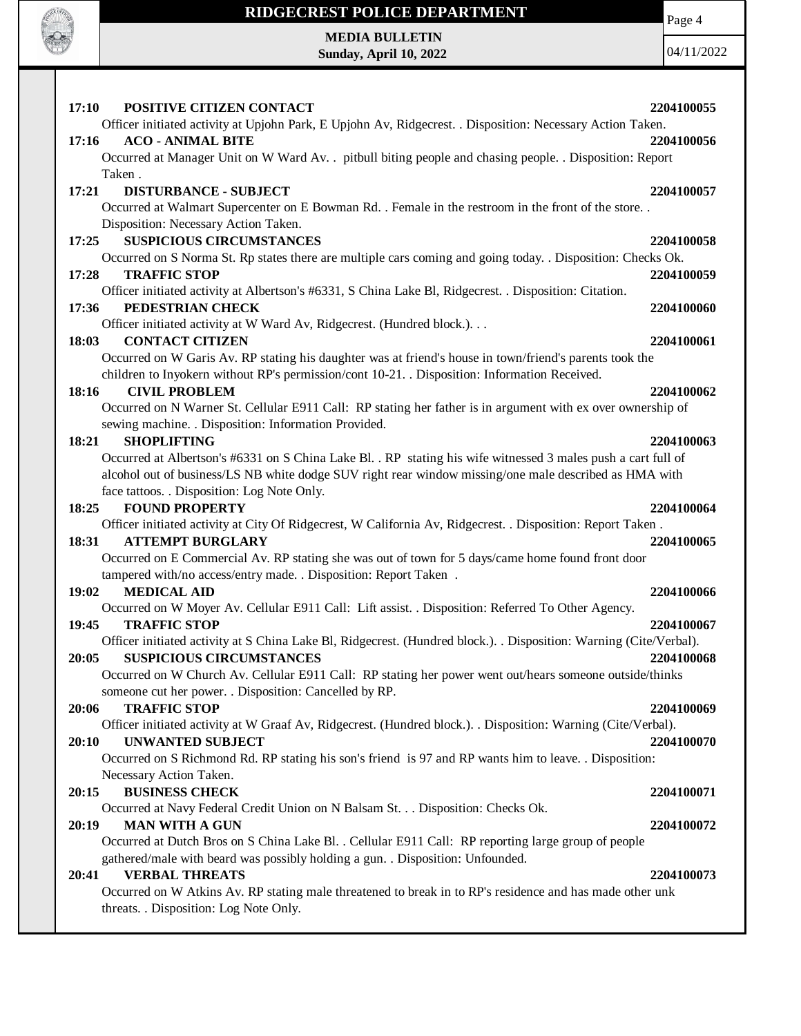**17:10 POSITIVE CITIZEN CONTACT** **2204100055**

Officer initiated activity at Upjohn Park, E Upjohn Av, Ridgecrest. . Disposition: Necessary Action Taken.

**17:16 ACO - ANIMAL BITE** **2204100056**

Occurred at Manager Unit on W Ward Av. . pitbull biting people and chasing people. . Disposition: Report Taken .

**17:21 DISTURBANCE - SUBJECT** **2204100057**

Occurred at Walmart Supercenter on E Bowman Rd. . Female in the restroom in the front of the store. . Disposition: Necessary Action Taken.

**17:25 SUSPICIOUS CIRCUMSTANCES** **2204100058**

Occurred on S Norma St. Rp states there are multiple cars coming and going today. . Disposition: Checks Ok.

**17:28 TRAFFIC STOP** **2204100059**

Officer initiated activity at Albertson's #6331, S China Lake Bl, Ridgecrest. . Disposition: Citation.

**17:36 PEDESTRIAN CHECK** **2204100060**

Officer initiated activity at W Ward Av, Ridgecrest. (Hundred block.). . .

**18:03 CONTACT CITIZEN** **2204100061**

Occurred on W Garis Av. RP stating his daughter was at friend's house in town/friend's parents took the children to Inyokern without RP's permission/cont 10-21. . Disposition: Information Received.

**18:16 CIVIL PROBLEM** **2204100062**

Occurred on N Warner St. Cellular E911 Call: RP stating her father is in argument with ex over ownership of sewing machine. . Disposition: Information Provided.

**18:21 SHOPLIFTING** **2204100063**

Occurred at Albertson's #6331 on S China Lake Bl. . RP stating his wife witnessed 3 males push a cart full of alcohol out of business/LS NB white dodge SUV right rear window missing/one male described as HMA with face tattoos. . Disposition: Log Note Only.

**18:25 FOUND PROPERTY** **2204100064**

Officer initiated activity at City Of Ridgecrest, W California Av, Ridgecrest. . Disposition: Report Taken .

**18:31 ATTEMPT BURGLARY** **2204100065**

Occurred on E Commercial Av. RP stating she was out of town for 5 days/came home found front door tampered with/no access/entry made. . Disposition: Report Taken .

**19:02 MEDICAL AID** **2204100066**

Occurred on W Moyer Av. Cellular E911 Call: Lift assist. . Disposition: Referred To Other Agency.

**19:45 TRAFFIC STOP** **2204100067**

Officer initiated activity at S China Lake Bl, Ridgecrest. (Hundred block.). . Disposition: Warning (Cite/Verbal).

**20:05 SUSPICIOUS CIRCUMSTANCES** **2204100068**

Occurred on W Church Av. Cellular E911 Call: RP stating her power went out/hears someone outside/thinks someone cut her power. . Disposition: Cancelled by RP.

**20:06 TRAFFIC STOP** **2204100069**

Officer initiated activity at W Graaf Av, Ridgecrest. (Hundred block.). . Disposition: Warning (Cite/Verbal).

**20:10 UNWANTED SUBJECT** **2204100070**

Occurred on S Richmond Rd. RP stating his son's friend is 97 and RP wants him to leave. . Disposition: Necessary Action Taken.

**20:15 BUSINESS CHECK** **2204100071**

Occurred at Navy Federal Credit Union on N Balsam St. . . Disposition: Checks Ok.

**20:19 MAN WITH A GUN** **2204100072**

Occurred at Dutch Bros on S China Lake Bl. . Cellular E911 Call: RP reporting large group of people gathered/male with beard was possibly holding a gun. . Disposition: Unfounded.

**20:41 VERBAL THREATS** **2204100073**

Occurred on W Atkins Av. RP stating male threatened to break in to RP's residence and has made other unk threats. . Disposition: Log Note Only.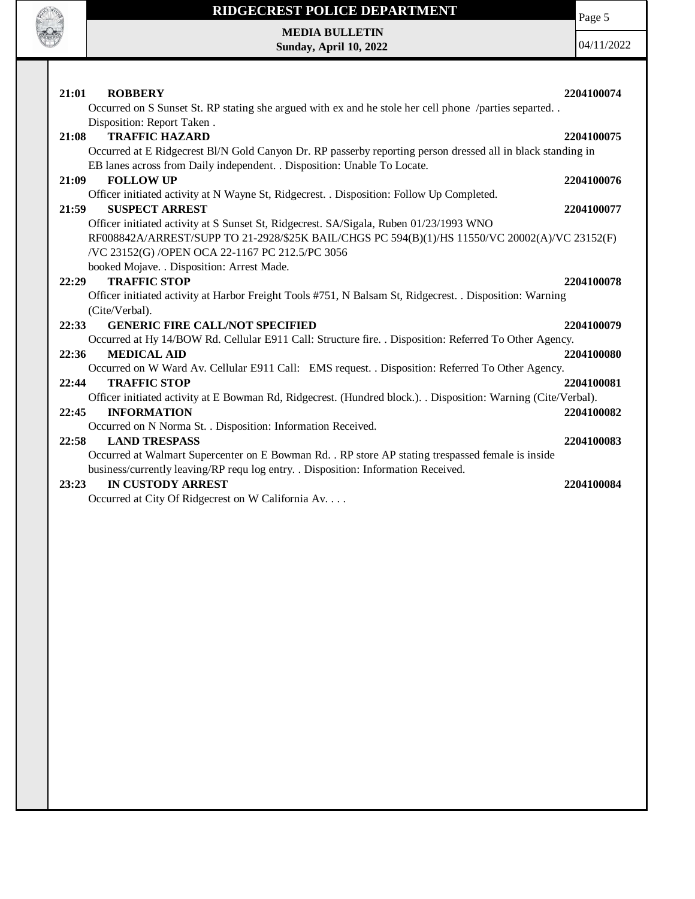**21:01 ROBBERY** 2204100074

Occurred on S Sunset St. RP stating she argued with ex and he stole her cell phone /parties separted. . Disposition: Report Taken .

**21:08 TRAFFIC HAZARD** 2204100075

Occurred at E Ridgecrest Bl/N Gold Canyon Dr. RP passerby reporting person dressed all in black standing in EB lanes across from Daily independent. . Disposition: Unable To Locate.

**21:09 FOLLOW UP** 2204100076

Officer initiated activity at N Wayne St, Ridgecrest. . Disposition: Follow Up Completed.

**21:59 SUSPECT ARREST** 2204100077

Officer initiated activity at S Sunset St, Ridgecrest. SA/Sigala, Ruben 01/23/1993 WNO RF008842A/ARREST/SUPP TO 21-2928/$25K BAIL/CHGS PC 594(B)(1)/HS 11550/VC 20002(A)/VC 23152(F) /VC 23152(G) /OPEN OCA 22-1167 PC 212.5/PC 3056
booked Mojave. . Disposition: Arrest Made.

**22:29 TRAFFIC STOP** 2204100078

Officer initiated activity at Harbor Freight Tools #751, N Balsam St, Ridgecrest. . Disposition: Warning (Cite/Verbal).

**22:33 GENERIC FIRE CALL/NOT SPECIFIED** 2204100079

Occurred at Hy 14/BOW Rd. Cellular E911 Call: Structure fire. . Disposition: Referred To Other Agency.

**22:36 MEDICAL AID** 2204100080

Occurred on W Ward Av. Cellular E911 Call: EMS request. . Disposition: Referred To Other Agency.

**22:44 TRAFFIC STOP** 2204100081

Officer initiated activity at E Bowman Rd, Ridgecrest. (Hundred block.). . Disposition: Warning (Cite/Verbal).

**22:45 INFORMATION** 2204100082

Occurred on N Norma St. . Disposition: Information Received.

**22:58 LAND TRESPASS** 2204100083

Occurred at Walmart Supercenter on E Bowman Rd. . RP store AP stating trespassed female is inside business/currently leaving/RP requ log entry. . Disposition: Information Received.

**23:23 IN CUSTODY ARREST** 2204100084

Occurred at City Of Ridgecrest on W California Av. . . .